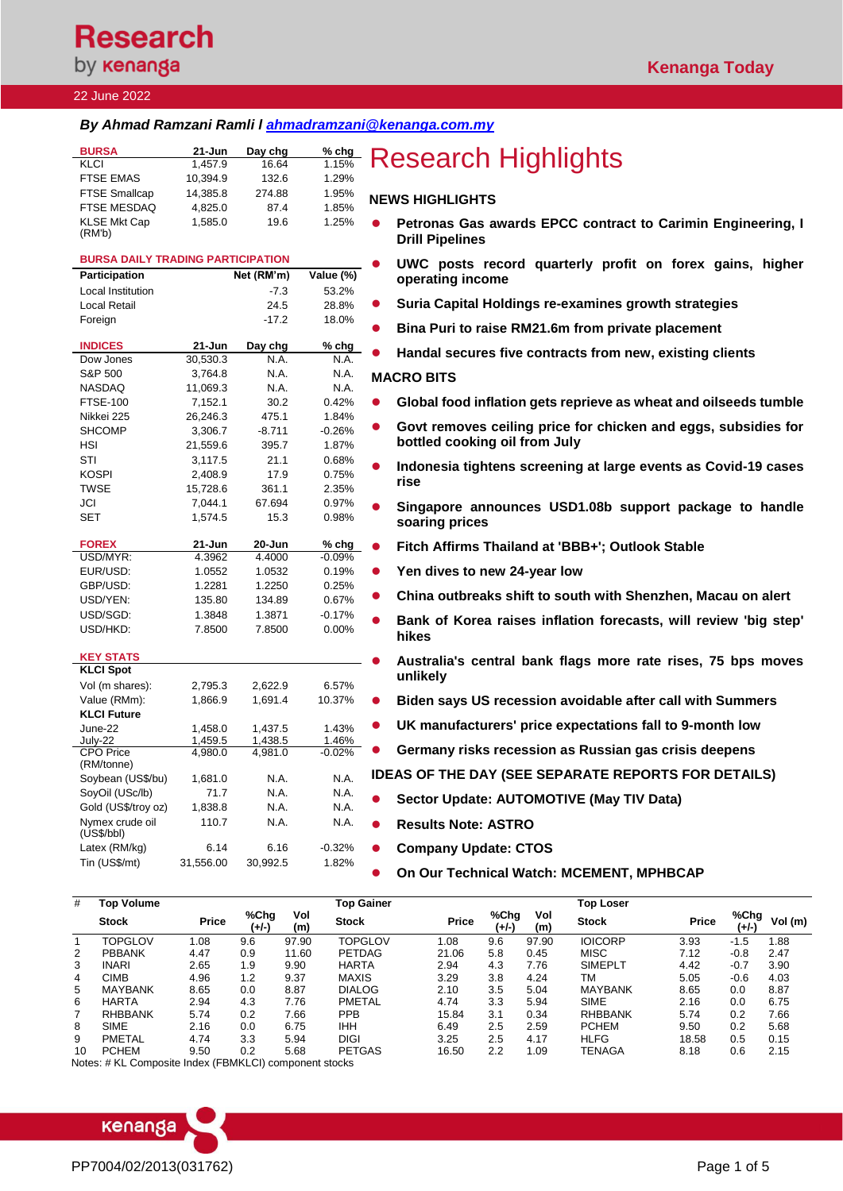# Research by kenanga

**Kenanga Today**

22 June 2022

***By Ahmad Ramzani Ramli l [ahmadramzani@kenanga.com.my](mailto:ahmadramzani@kenanga.com.my)***

| BURSA | 21-Jun | Day chg | % chg |
|---|---|---|---|
| KLCI | 1,457.9 | 16.64 | 1.15% |
| FTSE EMAS | 10,394.9 | 132.6 | 1.29% |
| FTSE Smallcap | 14,385.8 | 274.88 | 1.95% |
| FTSE MESDAQ | 4,825.0 | 87.4 | 1.85% |
| KLSE Mkt Cap (RM'b) | 1,585.0 | 19.6 | 1.25% |

**BURSA DAILY TRADING PARTICIPATION**

| Participation | Net (RM'm) | Value (%) |
|---|---|---|
| Local Institution | -7.3 | 53.2% |
| Local Retail | 24.5 | 28.8% |
| Foreign | -17.2 | 18.0% |

| INDICES | 21-Jun | Day chg | % chg |
|---|---|---|---|
| Dow Jones | 30,530.3 | N.A. | N.A. |
| S&P 500 | 3,764.8 | N.A. | N.A. |
| NASDAQ | 11,069.3 | N.A. | N.A. |
| FTSE-100 | 7,152.1 | 30.2 | 0.42% |
| Nikkei 225 | 26,246.3 | 475.1 | 1.84% |
| SHCOMP | 3,306.7 | -8.711 | -0.26% |
| HSI | 21,559.6 | 395.7 | 1.87% |
| STI | 3,117.5 | 21.1 | 0.68% |
| KOSPI | 2,408.9 | 17.9 | 0.75% |
| TWSE | 15,728.6 | 361.1 | 2.35% |
| JCI | 7,044.1 | 67.694 | 0.97% |
| SET | 1,574.5 | 15.3 | 0.98% |

| FOREX | 21-Jun | 20-Jun | % chg |
|---|---|---|---|
| USD/MYR: | 4.3962 | 4.4000 | -0.09% |
| EUR/USD: | 1.0552 | 1.0532 | 0.19% |
| GBP/USD: | 1.2281 | 1.2250 | 0.25% |
| USD/YEN: | 135.80 | 134.89 | 0.67% |
| USD/SGD: | 1.3848 | 1.3871 | -0.17% |
| USD/HKD: | 7.8500 | 7.8500 | 0.00% |

| KEY STATS | | | |
|---|---|---|---|
| **KLCI Spot** | | | |
| Vol (m shares): | 2,795.3 | 2,622.9 | 6.57% |
| Value (RMm): | 1,866.9 | 1,691.4 | 10.37% |
| **KLCI Future** | | | |
| June-22 | 1,458.0 | 1,437.5 | 1.43% |
| July-22 | 1,459.5 | 1,438.5 | 1.46% |
| CPO Price (RM/tonne) | 4,980.0 | 4,981.0 | -0.02% |
| Soybean (US$/bu) | 1,681.0 | N.A. | N.A. |
| SoyOil (USc/lb) | 71.7 | N.A. | N.A. |
| Gold (US$/troy oz) | 1,838.8 | N.A. | N.A. |
| Nymex crude oil (US$/bbl) | 110.7 | N.A. | N.A. |
| Latex (RM/kg) | 6.14 | 6.16 | -0.32% |
| Tin (US$/mt) | 31,556.00 | 30,992.5 | 1.82% |

# Research Highlights

## NEWS HIGHLIGHTS

- **Petronas Gas awards EPCC contract to Carimin Engineering, I Drill Pipelines**
- **UWC posts record quarterly profit on forex gains, higher operating income**
- **Suria Capital Holdings re-examines growth strategies**
- **Bina Puri to raise RM21.6m from private placement**
- **Handal secures five contracts from new, existing clients**

## MACRO BITS

- **Global food inflation gets reprieve as wheat and oilseeds tumble**
- **Govt removes ceiling price for chicken and eggs, subsidies for bottled cooking oil from July**
- **Indonesia tightens screening at large events as Covid-19 cases rise**
- **Singapore announces USD1.08b support package to handle soaring prices**
- **Fitch Affirms Thailand at 'BBB+'; Outlook Stable**
- **Yen dives to new 24-year low**
- **China outbreaks shift to south with Shenzhen, Macau on alert**
- **Bank of Korea raises inflation forecasts, will review 'big step' hikes**
- **Australia's central bank flags more rate rises, 75 bps moves unlikely**
- **Biden says US recession avoidable after call with Summers**
- **UK manufacturers' price expectations fall to 9-month low**
- **Germany risks recession as Russian gas crisis deepens**

## IDEAS OF THE DAY (SEE SEPARATE REPORTS FOR DETAILS)

- **Sector Update: AUTOMOTIVE (May TIV Data)**
- **Results Note: ASTRO**
- **Company Update: CTOS**
- **On Our Technical Watch: MCEMENT, MPHBCAP**

| # | Top Volume Stock | Price | %Chg (+/-) | Vol (m) | Top Gainer Stock | Price | %Chg (+/-) | Vol (m) | Top Loser Stock | Price | %Chg (+/-) | Vol (m) |
|---|---|---|---|---|---|---|---|---|---|---|---|---|
| 1 | TOPGLOV | 1.08 | 9.6 | 97.90 | TOPGLOV | 1.08 | 9.6 | 97.90 | IOICORP | 3.93 | -1.5 | 1.88 |
| 2 | PBBANK | 4.47 | 0.9 | 11.60 | PETDAG | 21.06 | 5.8 | 0.45 | MISC | 7.12 | -0.8 | 2.47 |
| 3 | INARI | 2.65 | 1.9 | 9.90 | HARTA | 2.94 | 4.3 | 7.76 | SIMEPLT | 4.42 | -0.7 | 3.90 |
| 4 | CIMB | 4.96 | 1.2 | 9.37 | MAXIS | 3.29 | 3.8 | 4.24 | TM | 5.05 | -0.6 | 4.03 |
| 5 | MAYBANK | 8.65 | 0.0 | 8.87 | DIALOG | 2.10 | 3.5 | 5.04 | MAYBANK | 8.65 | 0.0 | 8.87 |
| 6 | HARTA | 2.94 | 4.3 | 7.76 | PMETAL | 4.74 | 3.3 | 5.94 | SIME | 2.16 | 0.0 | 6.75 |
| 7 | RHBBANK | 5.74 | 0.2 | 7.66 | PPB | 15.84 | 3.1 | 0.34 | RHBBANK | 5.74 | 0.2 | 7.66 |
| 8 | SIME | 2.16 | 0.0 | 6.75 | IHH | 6.49 | 2.5 | 2.59 | PCHEM | 9.50 | 0.2 | 5.68 |
| 9 | PMETAL | 4.74 | 3.3 | 5.94 | DIGI | 3.25 | 2.5 | 4.17 | HLFG | 18.58 | 0.5 | 0.15 |
| 10 | PCHEM | 9.50 | 0.2 | 5.68 | PETGAS | 16.50 | 2.2 | 1.09 | TENAGA | 8.18 | 0.6 | 2.15 |

Notes: # KL Composite Index (FBMKLCI) component stocks

PP7004/02/2013(031762)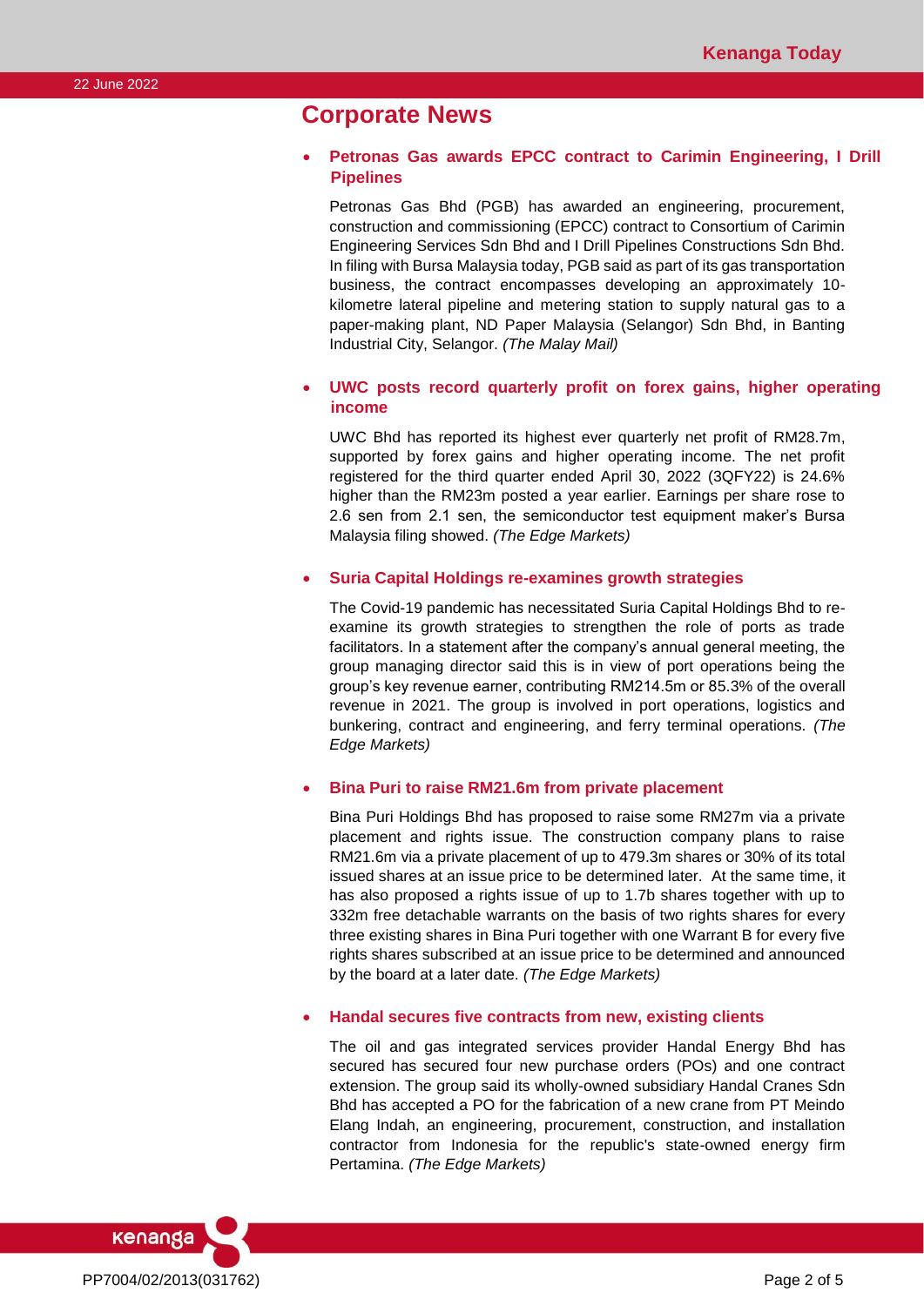## Corporate News

- **Petronas Gas awards EPCC contract to Carimin Engineering, I Drill Pipelines**

  Petronas Gas Bhd (PGB) has awarded an engineering, procurement, construction and commissioning (EPCC) contract to Consortium of Carimin Engineering Services Sdn Bhd and I Drill Pipelines Constructions Sdn Bhd. In filing with Bursa Malaysia today, PGB said as part of its gas transportation business, the contract encompasses developing an approximately 10-kilometre lateral pipeline and metering station to supply natural gas to a paper-making plant, ND Paper Malaysia (Selangor) Sdn Bhd, in Banting Industrial City, Selangor. *(The Malay Mail)*

- **UWC posts record quarterly profit on forex gains, higher operating income**

  UWC Bhd has reported its highest ever quarterly net profit of RM28.7m, supported by forex gains and higher operating income. The net profit registered for the third quarter ended April 30, 2022 (3QFY22) is 24.6% higher than the RM23m posted a year earlier. Earnings per share rose to 2.6 sen from 2.1 sen, the semiconductor test equipment maker's Bursa Malaysia filing showed. *(The Edge Markets)*

- **Suria Capital Holdings re-examines growth strategies**

  The Covid-19 pandemic has necessitated Suria Capital Holdings Bhd to re-examine its growth strategies to strengthen the role of ports as trade facilitators. In a statement after the company's annual general meeting, the group managing director said this is in view of port operations being the group's key revenue earner, contributing RM214.5m or 85.3% of the overall revenue in 2021. The group is involved in port operations, logistics and bunkering, contract and engineering, and ferry terminal operations. *(The Edge Markets)*

- **Bina Puri to raise RM21.6m from private placement**

  Bina Puri Holdings Bhd has proposed to raise some RM27m via a private placement and rights issue. The construction company plans to raise RM21.6m via a private placement of up to 479.3m shares or 30% of its total issued shares at an issue price to be determined later. At the same time, it has also proposed a rights issue of up to 1.7b shares together with up to 332m free detachable warrants on the basis of two rights shares for every three existing shares in Bina Puri together with one Warrant B for every five rights shares subscribed at an issue price to be determined and announced by the board at a later date. *(The Edge Markets)*

- **Handal secures five contracts from new, existing clients**

  The oil and gas integrated services provider Handal Energy Bhd has secured has secured four new purchase orders (POs) and one contract extension. The group said its wholly-owned subsidiary Handal Cranes Sdn Bhd has accepted a PO for the fabrication of a new crane from PT Meindo Elang Indah, an engineering, procurement, construction, and installation contractor from Indonesia for the republic's state-owned energy firm Pertamina. *(The Edge Markets)*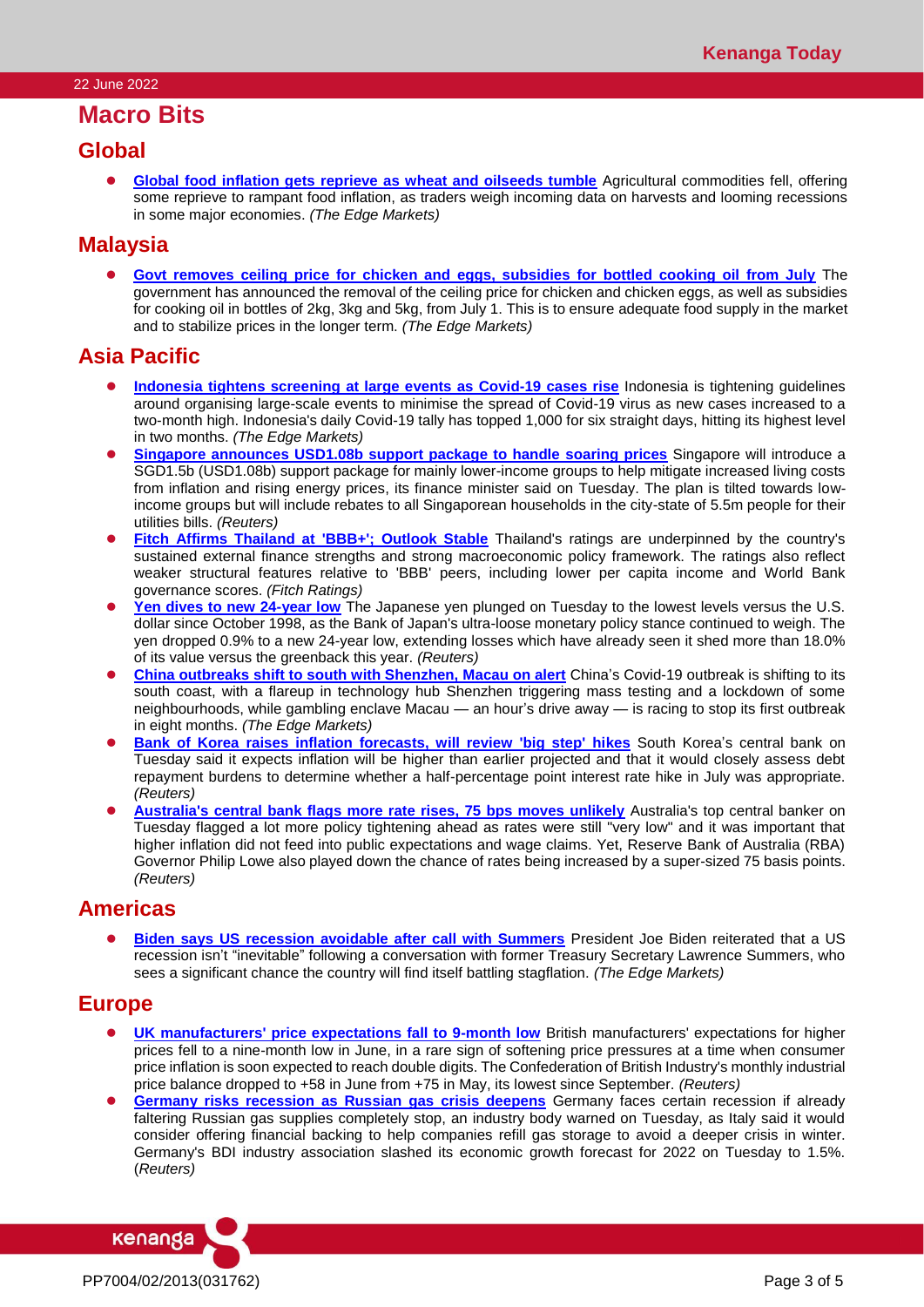# Macro Bits

## Global

- **Global food inflation gets reprieve as wheat and oilseeds tumble** Agricultural commodities fell, offering some reprieve to rampant food inflation, as traders weigh incoming data on harvests and looming recessions in some major economies. *(The Edge Markets)*

## Malaysia

- **Govt removes ceiling price for chicken and eggs, subsidies for bottled cooking oil from July** The government has announced the removal of the ceiling price for chicken and chicken eggs, as well as subsidies for cooking oil in bottles of 2kg, 3kg and 5kg, from July 1. This is to ensure adequate food supply in the market and to stabilize prices in the longer term. *(The Edge Markets)*

## Asia Pacific

- **Indonesia tightens screening at large events as Covid-19 cases rise** Indonesia is tightening guidelines around organising large-scale events to minimise the spread of Covid-19 virus as new cases increased to a two-month high. Indonesia's daily Covid-19 tally has topped 1,000 for six straight days, hitting its highest level in two months. *(The Edge Markets)*
- **Singapore announces USD1.08b support package to handle soaring prices** Singapore will introduce a SGD1.5b (USD1.08b) support package for mainly lower-income groups to help mitigate increased living costs from inflation and rising energy prices, its finance minister said on Tuesday. The plan is tilted towards low-income groups but will include rebates to all Singaporean households in the city-state of 5.5m people for their utilities bills. *(Reuters)*
- **Fitch Affirms Thailand at 'BBB+'; Outlook Stable** Thailand's ratings are underpinned by the country's sustained external finance strengths and strong macroeconomic policy framework. The ratings also reflect weaker structural features relative to 'BBB' peers, including lower per capita income and World Bank governance scores. *(Fitch Ratings)*
- **Yen dives to new 24-year low** The Japanese yen plunged on Tuesday to the lowest levels versus the U.S. dollar since October 1998, as the Bank of Japan's ultra-loose monetary policy stance continued to weigh. The yen dropped 0.9% to a new 24-year low, extending losses which have already seen it shed more than 18.0% of its value versus the greenback this year. *(Reuters)*
- **China outbreaks shift to south with Shenzhen, Macau on alert** China's Covid-19 outbreak is shifting to its south coast, with a flareup in technology hub Shenzhen triggering mass testing and a lockdown of some neighbourhoods, while gambling enclave Macau — an hour's drive away — is racing to stop its first outbreak in eight months. *(The Edge Markets)*
- **Bank of Korea raises inflation forecasts, will review 'big step' hikes** South Korea's central bank on Tuesday said it expects inflation will be higher than earlier projected and that it would closely assess debt repayment burdens to determine whether a half-percentage point interest rate hike in July was appropriate. *(Reuters)*
- **Australia's central bank flags more rate rises, 75 bps moves unlikely** Australia's top central banker on Tuesday flagged a lot more policy tightening ahead as rates were still "very low" and it was important that higher inflation did not feed into public expectations and wage claims. Yet, Reserve Bank of Australia (RBA) Governor Philip Lowe also played down the chance of rates being increased by a super-sized 75 basis points. *(Reuters)*

## Americas

- **Biden says US recession avoidable after call with Summers** President Joe Biden reiterated that a US recession isn't "inevitable" following a conversation with former Treasury Secretary Lawrence Summers, who sees a significant chance the country will find itself battling stagflation. *(The Edge Markets)*

## Europe

- **UK manufacturers' price expectations fall to 9-month low** British manufacturers' expectations for higher prices fell to a nine-month low in June, in a rare sign of softening price pressures at a time when consumer price inflation is soon expected to reach double digits. The Confederation of British Industry's monthly industrial price balance dropped to +58 in June from +75 in May, its lowest since September. *(Reuters)*
- **Germany risks recession as Russian gas crisis deepens** Germany faces certain recession if already faltering Russian gas supplies completely stop, an industry body warned on Tuesday, as Italy said it would consider offering financial backing to help companies refill gas storage to avoid a deeper crisis in winter. Germany's BDI industry association slashed its economic growth forecast for 2022 on Tuesday to 1.5%. (*Reuters*)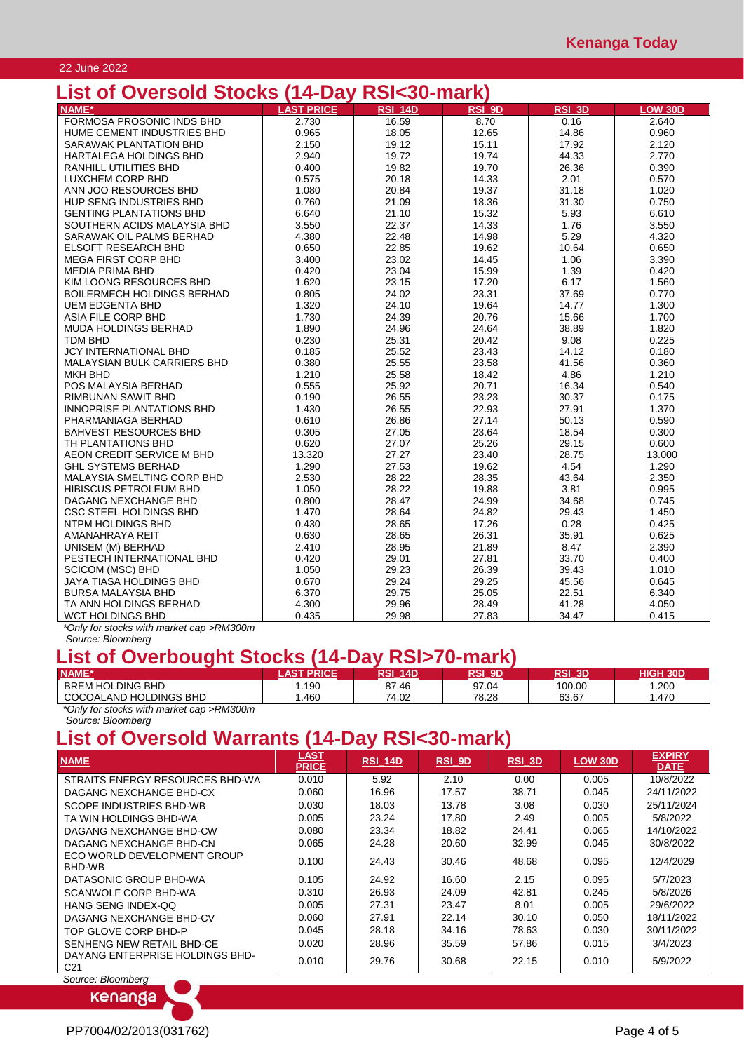## List of Oversold Stocks (14-Day RSI<30-mark)

| NAME* | LAST PRICE | RSI_14D | RSI_9D | RSI_3D | LOW 30D |
|---|---|---|---|---|---|
| FORMOSA PROSONIC INDS BHD | 2.730 | 16.59 | 8.70 | 0.16 | 2.640 |
| HUME CEMENT INDUSTRIES BHD | 0.965 | 18.05 | 12.65 | 14.86 | 0.960 |
| SARAWAK PLANTATION BHD | 2.150 | 19.12 | 15.11 | 17.92 | 2.120 |
| HARTALEGA HOLDINGS BHD | 2.940 | 19.72 | 19.74 | 44.33 | 2.770 |
| RANHILL UTILITIES BHD | 0.400 | 19.82 | 19.70 | 26.36 | 0.390 |
| LUXCHEM CORP BHD | 0.575 | 20.18 | 14.33 | 2.01 | 0.570 |
| ANN JOO RESOURCES BHD | 1.080 | 20.84 | 19.37 | 31.18 | 1.020 |
| HUP SENG INDUSTRIES BHD | 0.760 | 21.09 | 18.36 | 31.30 | 0.750 |
| GENTING PLANTATIONS BHD | 6.640 | 21.10 | 15.32 | 5.93 | 6.610 |
| SOUTHERN ACIDS MALAYSIA BHD | 3.550 | 22.37 | 14.33 | 1.76 | 3.550 |
| SARAWAK OIL PALMS BERHAD | 4.380 | 22.48 | 14.98 | 5.29 | 4.320 |
| ELSOFT RESEARCH BHD | 0.650 | 22.85 | 19.62 | 10.64 | 0.650 |
| MEGA FIRST CORP BHD | 3.400 | 23.02 | 14.45 | 1.06 | 3.390 |
| MEDIA PRIMA BHD | 0.420 | 23.04 | 15.99 | 1.39 | 0.420 |
| KIM LOONG RESOURCES BHD | 1.620 | 23.15 | 17.20 | 6.17 | 1.560 |
| BOILERMECH HOLDINGS BERHAD | 0.805 | 24.02 | 23.31 | 37.69 | 0.770 |
| UEM EDGENTA BHD | 1.320 | 24.10 | 19.64 | 14.77 | 1.300 |
| ASIA FILE CORP BHD | 1.730 | 24.39 | 20.76 | 15.66 | 1.700 |
| MUDA HOLDINGS BERHAD | 1.890 | 24.96 | 24.64 | 38.89 | 1.820 |
| TDM BHD | 0.230 | 25.31 | 20.42 | 9.08 | 0.225 |
| JCY INTERNATIONAL BHD | 0.185 | 25.52 | 23.43 | 14.12 | 0.180 |
| MALAYSIAN BULK CARRIERS BHD | 0.380 | 25.55 | 23.58 | 41.56 | 0.360 |
| MKH BHD | 1.210 | 25.58 | 18.42 | 4.86 | 1.210 |
| POS MALAYSIA BERHAD | 0.555 | 25.92 | 20.71 | 16.34 | 0.540 |
| RIMBUNAN SAWIT BHD | 0.190 | 26.55 | 23.23 | 30.37 | 0.175 |
| INNOPRISE PLANTATIONS BHD | 1.430 | 26.55 | 22.93 | 27.91 | 1.370 |
| PHARMANIAGA BERHAD | 0.610 | 26.86 | 27.14 | 50.13 | 0.590 |
| BAHVEST RESOURCES BHD | 0.305 | 27.05 | 23.64 | 18.54 | 0.300 |
| TH PLANTATIONS BHD | 0.620 | 27.07 | 25.26 | 29.15 | 0.600 |
| AEON CREDIT SERVICE M BHD | 13.320 | 27.27 | 23.40 | 28.75 | 13.000 |
| GHL SYSTEMS BERHAD | 1.290 | 27.53 | 19.62 | 4.54 | 1.290 |
| MALAYSIA SMELTING CORP BHD | 2.530 | 28.22 | 28.35 | 43.64 | 2.350 |
| HIBISCUS PETROLEUM BHD | 1.050 | 28.22 | 19.88 | 3.81 | 0.995 |
| DAGANG NEXCHANGE BHD | 0.800 | 28.47 | 24.99 | 34.68 | 0.745 |
| CSC STEEL HOLDINGS BHD | 1.470 | 28.64 | 24.82 | 29.43 | 1.450 |
| NTPM HOLDINGS BHD | 0.430 | 28.65 | 17.26 | 0.28 | 0.425 |
| AMANAHRAYA REIT | 0.630 | 28.65 | 26.31 | 35.91 | 0.625 |
| UNISEM (M) BERHAD | 2.410 | 28.95 | 21.89 | 8.47 | 2.390 |
| PESTECH INTERNATIONAL BHD | 0.420 | 29.01 | 27.81 | 33.70 | 0.400 |
| SCICOM (MSC) BHD | 1.050 | 29.23 | 26.39 | 39.43 | 1.010 |
| JAYA TIASA HOLDINGS BHD | 0.670 | 29.24 | 29.25 | 45.56 | 0.645 |
| BURSA MALAYSIA BHD | 6.370 | 29.75 | 25.05 | 22.51 | 6.340 |
| TA ANN HOLDINGS BERHAD | 4.300 | 29.96 | 28.49 | 41.28 | 4.050 |
| WCT HOLDINGS BHD | 0.435 | 29.98 | 27.83 | 34.47 | 0.415 |

*Only for stocks with market cap >RM300m*

*Source: Bloomberg*

## List of Overbought Stocks (14-Day RSI>70-mark)

| NAME* | LAST PRICE | RSI_14D | RSI_9D | RSI_3D | HIGH 30D |
|---|---|---|---|---|---|
| BREM HOLDING BHD | 1.190 | 87.46 | 97.04 | 100.00 | 1.200 |
| COCOALAND HOLDINGS BHD | 1.460 | 74.02 | 78.28 | 63.67 | 1.470 |

*Only for stocks with market cap >RM300m*

*Source: Bloomberg*

## List of Oversold Warrants (14-Day RSI<30-mark)

| NAME | LAST PRICE | RSI_14D | RSI_9D | RSI_3D | LOW 30D | EXPIRY DATE |
|---|---|---|---|---|---|---|
| STRAITS ENERGY RESOURCES BHD-WA | 0.010 | 5.92 | 2.10 | 0.00 | 0.005 | 10/8/2022 |
| DAGANG NEXCHANGE BHD-CX | 0.060 | 16.96 | 17.57 | 38.71 | 0.045 | 24/11/2022 |
| SCOPE INDUSTRIES BHD-WB | 0.030 | 18.03 | 13.78 | 3.08 | 0.030 | 25/11/2024 |
| TA WIN HOLDINGS BHD-WA | 0.005 | 23.24 | 17.80 | 2.49 | 0.005 | 5/8/2022 |
| DAGANG NEXCHANGE BHD-CW | 0.080 | 23.34 | 18.82 | 24.41 | 0.065 | 14/10/2022 |
| DAGANG NEXCHANGE BHD-CN | 0.065 | 24.28 | 20.60 | 32.99 | 0.045 | 30/8/2022 |
| ECO WORLD DEVELOPMENT GROUP BHD-WB | 0.100 | 24.43 | 30.46 | 48.68 | 0.095 | 12/4/2029 |
| DATASONIC GROUP BHD-WA | 0.105 | 24.92 | 16.60 | 2.15 | 0.095 | 5/7/2023 |
| SCANWOLF CORP BHD-WA | 0.310 | 26.93 | 24.09 | 42.81 | 0.245 | 5/8/2026 |
| HANG SENG INDEX-QQ | 0.005 | 27.31 | 23.47 | 8.01 | 0.005 | 29/6/2022 |
| DAGANG NEXCHANGE BHD-CV | 0.060 | 27.91 | 22.14 | 30.10 | 0.050 | 18/11/2022 |
| TOP GLOVE CORP BHD-P | 0.045 | 28.18 | 34.16 | 78.63 | 0.030 | 30/11/2022 |
| SENHENG NEW RETAIL BHD-CE | 0.020 | 28.96 | 35.59 | 57.86 | 0.015 | 3/4/2023 |
| DAYANG ENTERPRISE HOLDINGS BHD-C21 | 0.010 | 29.76 | 30.68 | 22.15 | 0.010 | 5/9/2022 |

*Source: Bloomberg*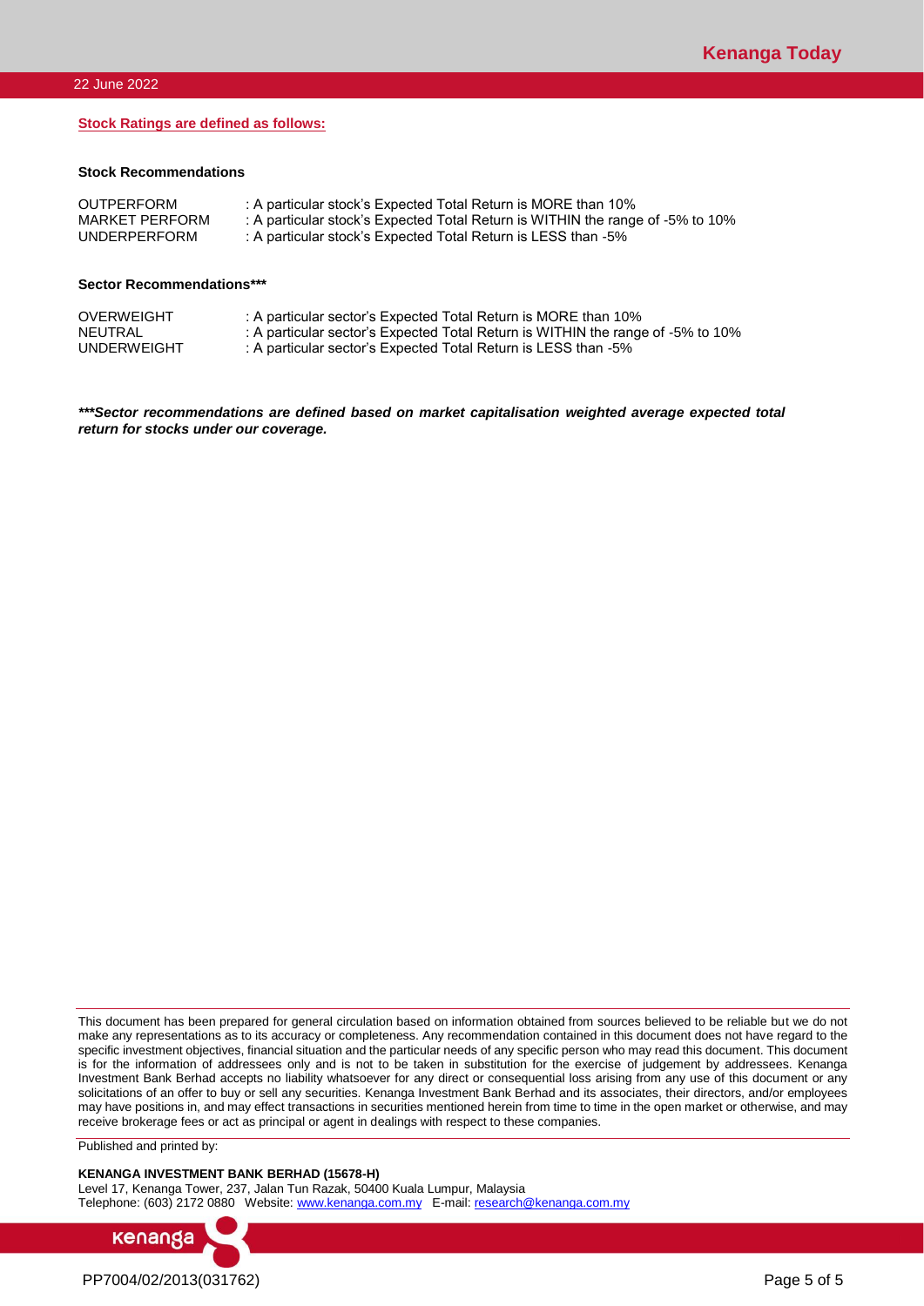**Stock Ratings are defined as follows:**

**Stock Recommendations**

| | |
|---|---|
| OUTPERFORM | : A particular stock's Expected Total Return is MORE than 10% |
| MARKET PERFORM | : A particular stock's Expected Total Return is WITHIN the range of -5% to 10% |
| UNDERPERFORM | : A particular stock's Expected Total Return is LESS than -5% |

**Sector Recommendations*****

| | |
|---|---|
| OVERWEIGHT | : A particular sector's Expected Total Return is MORE than 10% |
| NEUTRAL | : A particular sector's Expected Total Return is WITHIN the range of -5% to 10% |
| UNDERWEIGHT | : A particular sector's Expected Total Return is LESS than -5% |

***\*\*\*Sector recommendations are defined based on market capitalisation weighted average expected total return for stocks under our coverage.***

This document has been prepared for general circulation based on information obtained from sources believed to be reliable but we do not make any representations as to its accuracy or completeness. Any recommendation contained in this document does not have regard to the specific investment objectives, financial situation and the particular needs of any specific person who may read this document. This document is for the information of addressees only and is not to be taken in substitution for the exercise of judgement by addressees. Kenanga Investment Bank Berhad accepts no liability whatsoever for any direct or consequential loss arising from any use of this document or any solicitations of an offer to buy or sell any securities. Kenanga Investment Bank Berhad and its associates, their directors, and/or employees may have positions in, and may effect transactions in securities mentioned herein from time to time in the open market or otherwise, and may receive brokerage fees or act as principal or agent in dealings with respect to these companies.

Published and printed by:

**KENANGA INVESTMENT BANK BERHAD (15678-H)**
Level 17, Kenanga Tower, 237, Jalan Tun Razak, 50400 Kuala Lumpur, Malaysia
Telephone: (603) 2172 0880 Website: www.kenanga.com.my E-mail: research@kenanga.com.my

PP7004/02/2013(031762)